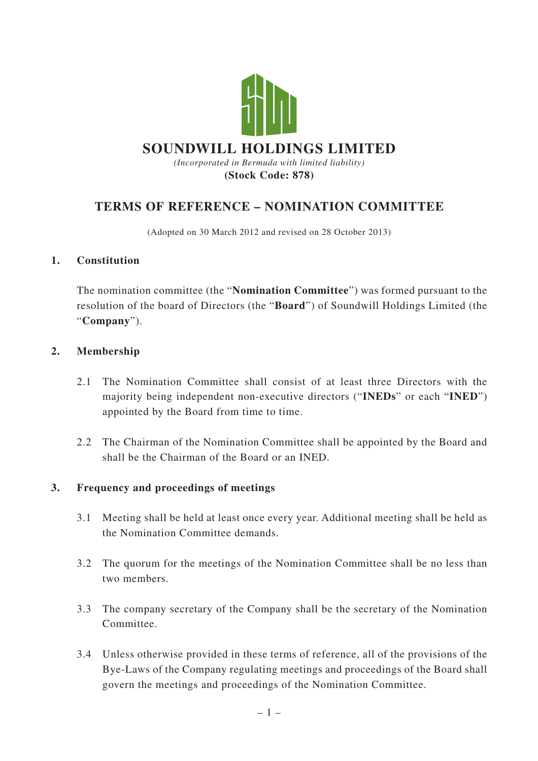# SOUNDWILL HOLDINGS LIMITED

*(Incorporated in Bermuda with limited liability)*

**(Stock Code: 878)**

## TERMS OF REFERENCE – NOMINATION COMMITTEE

(Adopted on 30 March 2012 and revised on 28 October 2013)

### 1. Constitution

The nomination committee (the "**Nomination Committee**") was formed pursuant to the resolution of the board of Directors (the "**Board**") of Soundwill Holdings Limited (the "**Company**").

### 2. Membership

2.1 The Nomination Committee shall consist of at least three Directors with the majority being independent non-executive directors ("**INEDs**" or each "**INED**") appointed by the Board from time to time.

2.2 The Chairman of the Nomination Committee shall be appointed by the Board and shall be the Chairman of the Board or an INED.

### 3. Frequency and proceedings of meetings

3.1 Meeting shall be held at least once every year. Additional meeting shall be held as the Nomination Committee demands.

3.2 The quorum for the meetings of the Nomination Committee shall be no less than two members.

3.3 The company secretary of the Company shall be the secretary of the Nomination Committee.

3.4 Unless otherwise provided in these terms of reference, all of the provisions of the Bye-Laws of the Company regulating meetings and proceedings of the Board shall govern the meetings and proceedings of the Nomination Committee.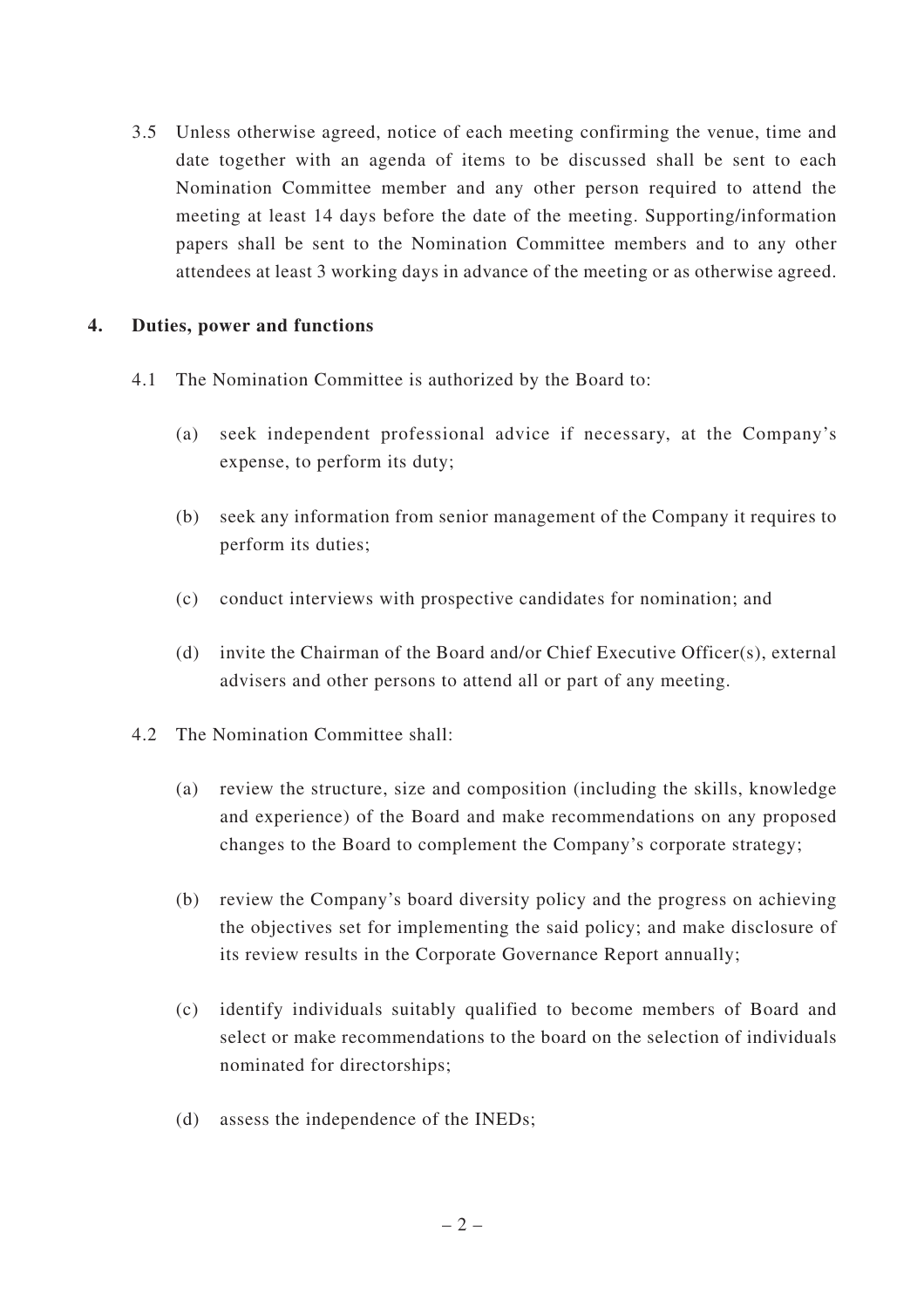3.5 Unless otherwise agreed, notice of each meeting confirming the venue, time and date together with an agenda of items to be discussed shall be sent to each Nomination Committee member and any other person required to attend the meeting at least 14 days before the date of the meeting. Supporting/information papers shall be sent to the Nomination Committee members and to any other attendees at least 3 working days in advance of the meeting or as otherwise agreed.

## 4. Duties, power and functions

4.1 The Nomination Committee is authorized by the Board to:

(a) seek independent professional advice if necessary, at the Company's expense, to perform its duty;

(b) seek any information from senior management of the Company it requires to perform its duties;

(c) conduct interviews with prospective candidates for nomination; and

(d) invite the Chairman of the Board and/or Chief Executive Officer(s), external advisers and other persons to attend all or part of any meeting.

4.2 The Nomination Committee shall:

(a) review the structure, size and composition (including the skills, knowledge and experience) of the Board and make recommendations on any proposed changes to the Board to complement the Company's corporate strategy;

(b) review the Company's board diversity policy and the progress on achieving the objectives set for implementing the said policy; and make disclosure of its review results in the Corporate Governance Report annually;

(c) identify individuals suitably qualified to become members of Board and select or make recommendations to the board on the selection of individuals nominated for directorships;

(d) assess the independence of the INEDs;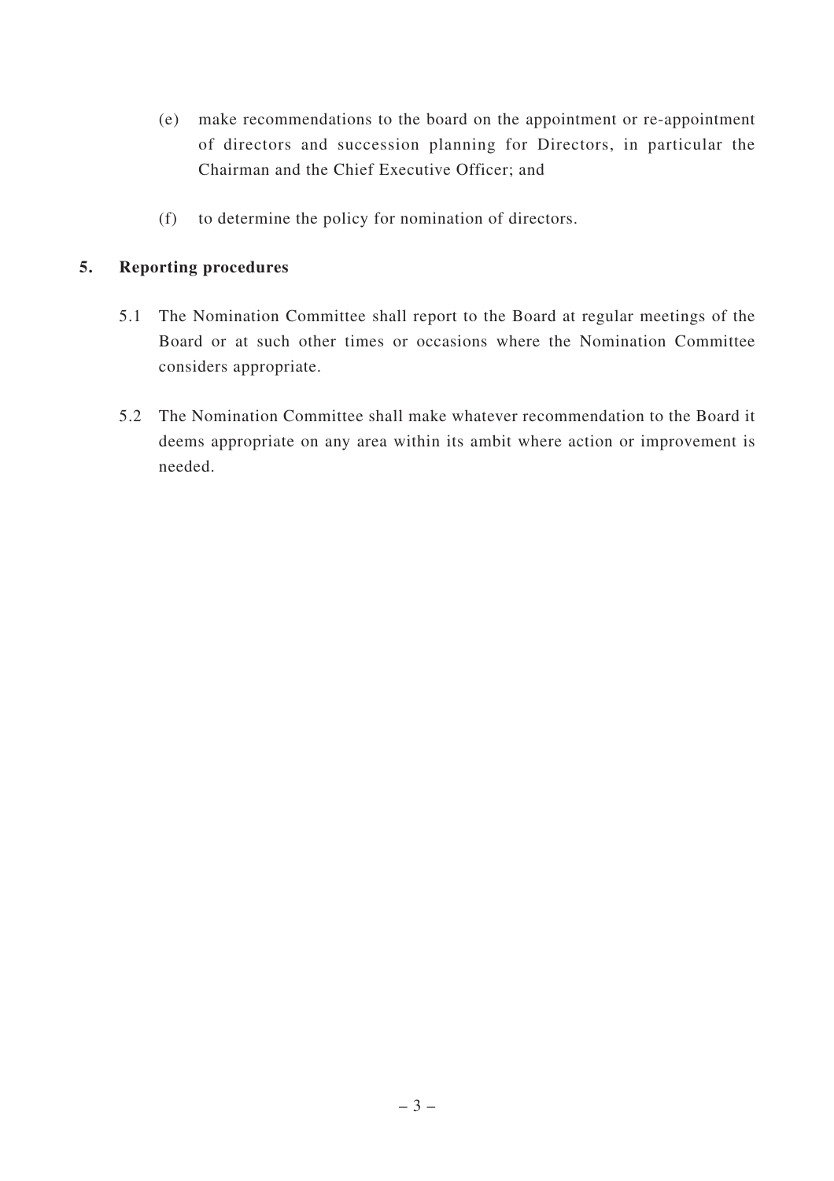(e) make recommendations to the board on the appointment or re-appointment of directors and succession planning for Directors, in particular the Chairman and the Chief Executive Officer; and

(f) to determine the policy for nomination of directors.

## 5. Reporting procedures

5.1 The Nomination Committee shall report to the Board at regular meetings of the Board or at such other times or occasions where the Nomination Committee considers appropriate.

5.2 The Nomination Committee shall make whatever recommendation to the Board it deems appropriate on any area within its ambit where action or improvement is needed.